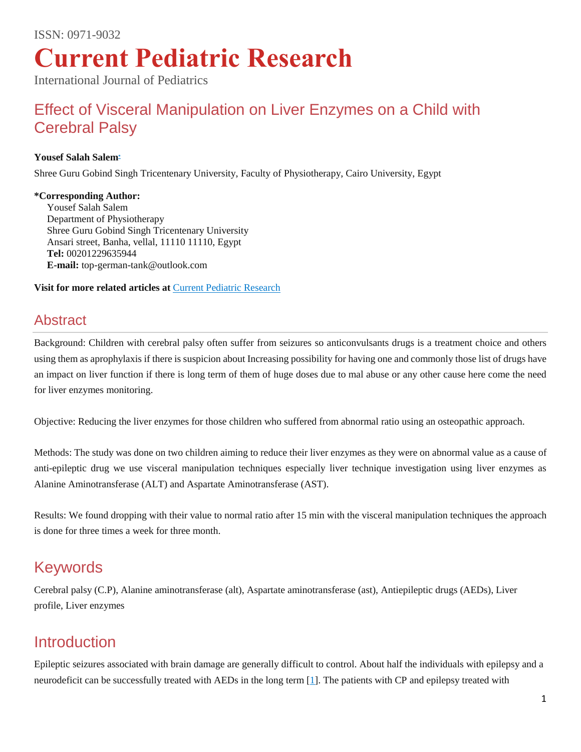ISSN: 0971-9032

# Current Pediatric Research

International Journal of Pediatrics

## Effect of Visceral Manipulation on Liver Enzymes on a Child with Cerebral Palsy

**Yousef Salah Salem***

Shree Guru Gobind Singh Tricentenary University, Faculty of Physiotherapy, Cairo University, Egypt

**\*Corresponding Author:**
Yousef Salah Salem
Department of Physiotherapy
Shree Guru Gobind Singh Tricentenary University
Ansari street, Banha, vellal, 11110 11110, Egypt
**Tel:** 00201229635944
**E-mail:** top-german-tank@outlook.com

**Visit for more related articles at** Current Pediatric Research

## Abstract

Background: Children with cerebral palsy often suffer from seizures so anticonvulsants drugs is a treatment choice and others using them as aprophylaxis if there is suspicion about Increasing possibility for having one and commonly those list of drugs have an impact on liver function if there is long term of them of huge doses due to mal abuse or any other cause here come the need for liver enzymes monitoring.

Objective: Reducing the liver enzymes for those children who suffered from abnormal ratio using an osteopathic approach.

Methods: The study was done on two children aiming to reduce their liver enzymes as they were on abnormal value as a cause of anti-epileptic drug we use visceral manipulation techniques especially liver technique investigation using liver enzymes as Alanine Aminotransferase (ALT) and Aspartate Aminotransferase (AST).

Results: We found dropping with their value to normal ratio after 15 min with the visceral manipulation techniques the approach is done for three times a week for three month.

## Keywords

Cerebral palsy (C.P), Alanine aminotransferase (alt), Aspartate aminotransferase (ast), Antiepileptic drugs (AEDs), Liver profile, Liver enzymes

## Introduction

Epileptic seizures associated with brain damage are generally difficult to control. About half the individuals with epilepsy and a neurodeficit can be successfully treated with AEDs in the long term [1]. The patients with CP and epilepsy treated with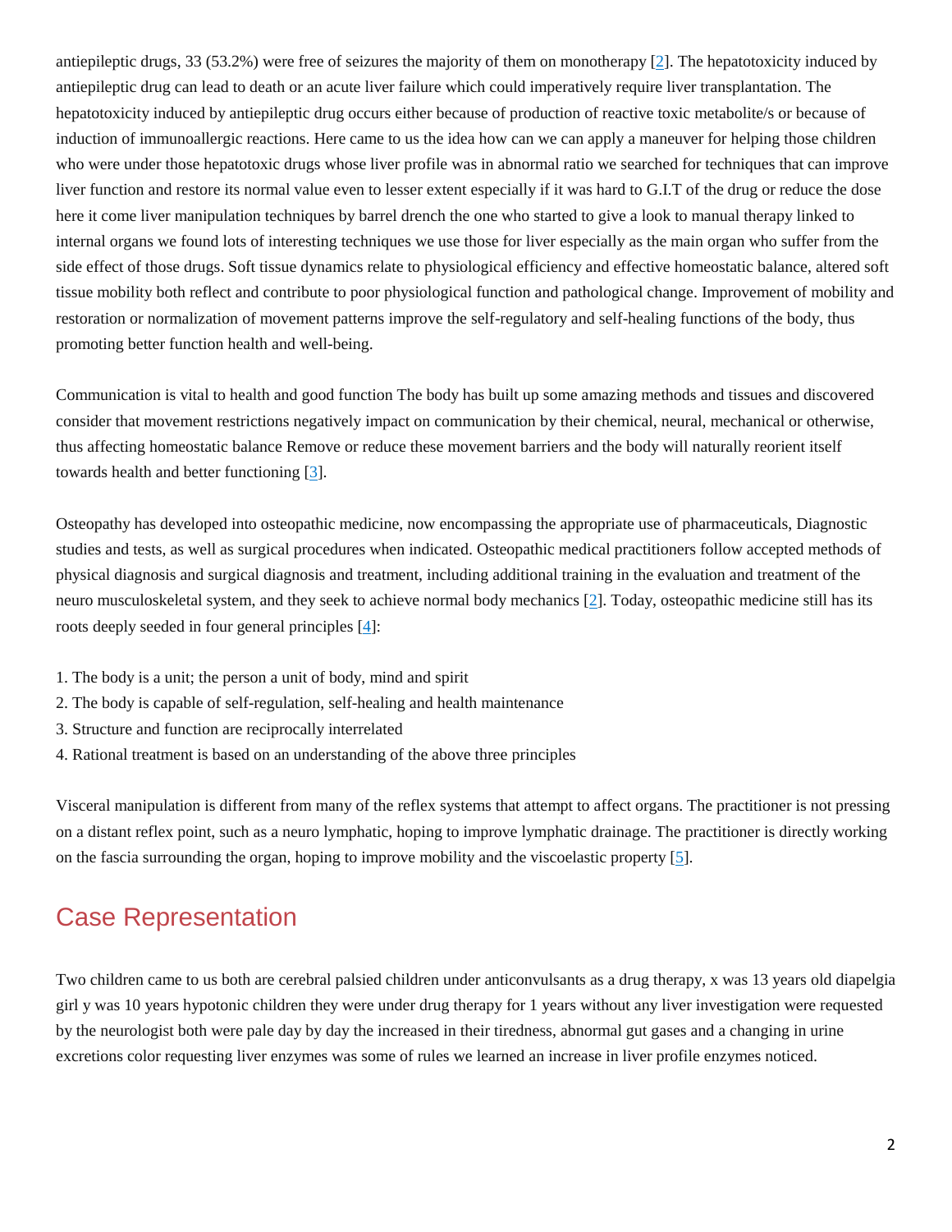antiepileptic drugs, 33 (53.2%) were free of seizures the majority of them on monotherapy [2]. The hepatotoxicity induced by antiepileptic drug can lead to death or an acute liver failure which could imperatively require liver transplantation. The hepatotoxicity induced by antiepileptic drug occurs either because of production of reactive toxic metabolite/s or because of induction of immunoallergic reactions. Here came to us the idea how can we can apply a maneuver for helping those children who were under those hepatotoxic drugs whose liver profile was in abnormal ratio we searched for techniques that can improve liver function and restore its normal value even to lesser extent especially if it was hard to G.I.T of the drug or reduce the dose here it come liver manipulation techniques by barrel drench the one who started to give a look to manual therapy linked to internal organs we found lots of interesting techniques we use those for liver especially as the main organ who suffer from the side effect of those drugs. Soft tissue dynamics relate to physiological efficiency and effective homeostatic balance, altered soft tissue mobility both reflect and contribute to poor physiological function and pathological change. Improvement of mobility and restoration or normalization of movement patterns improve the self-regulatory and self-healing functions of the body, thus promoting better function health and well-being.

Communication is vital to health and good function The body has built up some amazing methods and tissues and discovered consider that movement restrictions negatively impact on communication by their chemical, neural, mechanical or otherwise, thus affecting homeostatic balance Remove or reduce these movement barriers and the body will naturally reorient itself towards health and better functioning [3].

Osteopathy has developed into osteopathic medicine, now encompassing the appropriate use of pharmaceuticals, Diagnostic studies and tests, as well as surgical procedures when indicated. Osteopathic medical practitioners follow accepted methods of physical diagnosis and surgical diagnosis and treatment, including additional training in the evaluation and treatment of the neuro musculoskeletal system, and they seek to achieve normal body mechanics [2]. Today, osteopathic medicine still has its roots deeply seeded in four general principles [4]:

1. The body is a unit; the person a unit of body, mind and spirit
2. The body is capable of self-regulation, self-healing and health maintenance
3. Structure and function are reciprocally interrelated
4. Rational treatment is based on an understanding of the above three principles

Visceral manipulation is different from many of the reflex systems that attempt to affect organs. The practitioner is not pressing on a distant reflex point, such as a neuro lymphatic, hoping to improve lymphatic drainage. The practitioner is directly working on the fascia surrounding the organ, hoping to improve mobility and the viscoelastic property [5].

## Case Representation

Two children came to us both are cerebral palsied children under anticonvulsants as a drug therapy, x was 13 years old diapelgia girl y was 10 years hypotonic children they were under drug therapy for 1 years without any liver investigation were requested by the neurologist both were pale day by day the increased in their tiredness, abnormal gut gases and a changing in urine excretions color requesting liver enzymes was some of rules we learned an increase in liver profile enzymes noticed.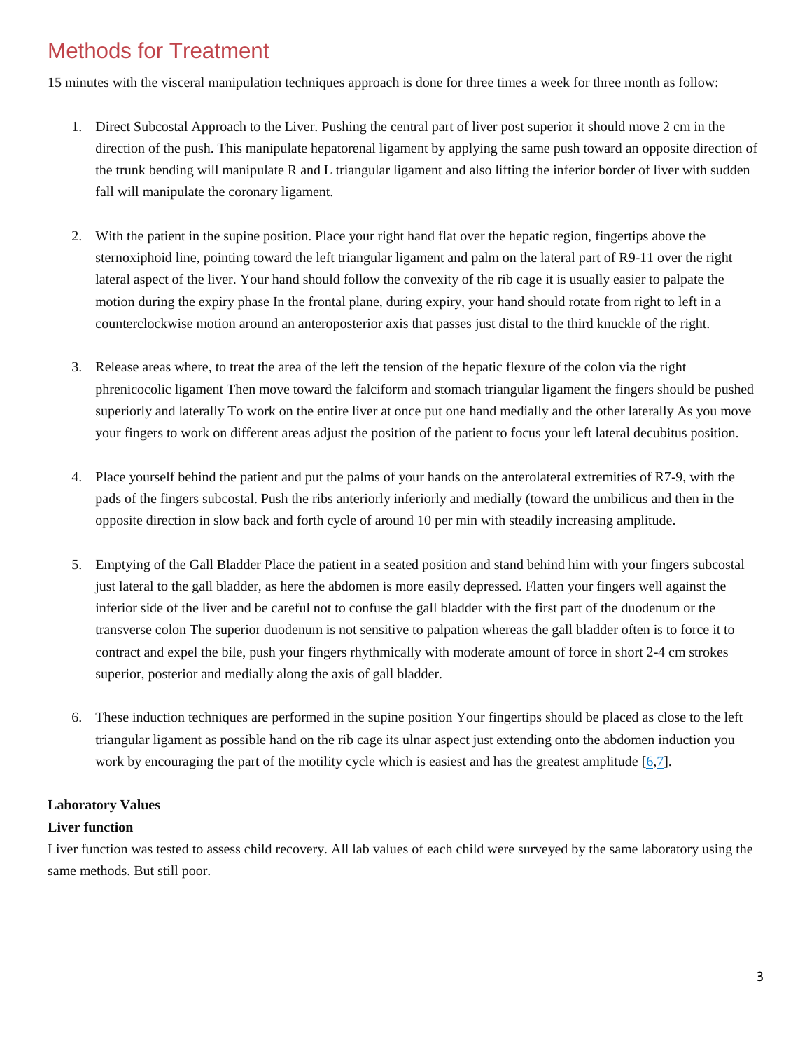## Methods for Treatment

15 minutes with the visceral manipulation techniques approach is done for three times a week for three month as follow:

1. Direct Subcostal Approach to the Liver. Pushing the central part of liver post superior it should move 2 cm in the direction of the push. This manipulate hepatorenal ligament by applying the same push toward an opposite direction of the trunk bending will manipulate R and L triangular ligament and also lifting the inferior border of liver with sudden fall will manipulate the coronary ligament.

2. With the patient in the supine position. Place your right hand flat over the hepatic region, fingertips above the sternoxiphoid line, pointing toward the left triangular ligament and palm on the lateral part of R9-11 over the right lateral aspect of the liver. Your hand should follow the convexity of the rib cage it is usually easier to palpate the motion during the expiry phase In the frontal plane, during expiry, your hand should rotate from right to left in a counterclockwise motion around an anteroposterior axis that passes just distal to the third knuckle of the right.

3. Release areas where, to treat the area of the left the tension of the hepatic flexure of the colon via the right phrenicocolic ligament Then move toward the falciform and stomach triangular ligament the fingers should be pushed superiorly and laterally To work on the entire liver at once put one hand medially and the other laterally As you move your fingers to work on different areas adjust the position of the patient to focus your left lateral decubitus position.

4. Place yourself behind the patient and put the palms of your hands on the anterolateral extremities of R7-9, with the pads of the fingers subcostal. Push the ribs anteriorly inferiorly and medially (toward the umbilicus and then in the opposite direction in slow back and forth cycle of around 10 per min with steadily increasing amplitude.

5. Emptying of the Gall Bladder Place the patient in a seated position and stand behind him with your fingers subcostal just lateral to the gall bladder, as here the abdomen is more easily depressed. Flatten your fingers well against the inferior side of the liver and be careful not to confuse the gall bladder with the first part of the duodenum or the transverse colon The superior duodenum is not sensitive to palpation whereas the gall bladder often is to force it to contract and expel the bile, push your fingers rhythmically with moderate amount of force in short 2-4 cm strokes superior, posterior and medially along the axis of gall bladder.

6. These induction techniques are performed in the supine position Your fingertips should be placed as close to the left triangular ligament as possible hand on the rib cage its ulnar aspect just extending onto the abdomen induction you work by encouraging the part of the motility cycle which is easiest and has the greatest amplitude [6,7].

**Laboratory Values**

**Liver function**

Liver function was tested to assess child recovery. All lab values of each child were surveyed by the same laboratory using the same methods. But still poor.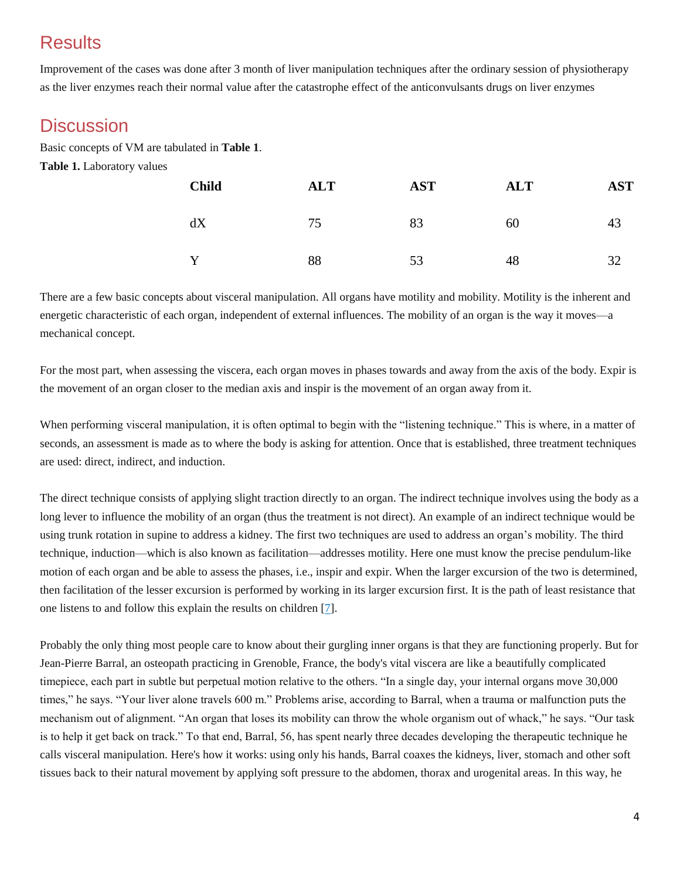## Results

Improvement of the cases was done after 3 month of liver manipulation techniques after the ordinary session of physiotherapy as the liver enzymes reach their normal value after the catastrophe effect of the anticonvulsants drugs on liver enzymes

## Discussion

Basic concepts of VM are tabulated in **Table 1**.

**Table 1.** Laboratory values

| Child | ALT | AST | ALT | AST |
|---|---|---|---|---|
| dX | 75 | 83 | 60 | 43 |
| Y | 88 | 53 | 48 | 32 |

There are a few basic concepts about visceral manipulation. All organs have motility and mobility. Motility is the inherent and energetic characteristic of each organ, independent of external influences. The mobility of an organ is the way it moves—a mechanical concept.

For the most part, when assessing the viscera, each organ moves in phases towards and away from the axis of the body. Expir is the movement of an organ closer to the median axis and inspir is the movement of an organ away from it.

When performing visceral manipulation, it is often optimal to begin with the "listening technique." This is where, in a matter of seconds, an assessment is made as to where the body is asking for attention. Once that is established, three treatment techniques are used: direct, indirect, and induction.

The direct technique consists of applying slight traction directly to an organ. The indirect technique involves using the body as a long lever to influence the mobility of an organ (thus the treatment is not direct). An example of an indirect technique would be using trunk rotation in supine to address a kidney. The first two techniques are used to address an organ's mobility. The third technique, induction—which is also known as facilitation—addresses motility. Here one must know the precise pendulum-like motion of each organ and be able to assess the phases, i.e., inspir and expir. When the larger excursion of the two is determined, then facilitation of the lesser excursion is performed by working in its larger excursion first. It is the path of least resistance that one listens to and follow this explain the results on children [7].

Probably the only thing most people care to know about their gurgling inner organs is that they are functioning properly. But for Jean-Pierre Barral, an osteopath practicing in Grenoble, France, the body's vital viscera are like a beautifully complicated timepiece, each part in subtle but perpetual motion relative to the others. "In a single day, your internal organs move 30,000 times," he says. "Your liver alone travels 600 m." Problems arise, according to Barral, when a trauma or malfunction puts the mechanism out of alignment. "An organ that loses its mobility can throw the whole organism out of whack," he says. "Our task is to help it get back on track." To that end, Barral, 56, has spent nearly three decades developing the therapeutic technique he calls visceral manipulation. Here's how it works: using only his hands, Barral coaxes the kidneys, liver, stomach and other soft tissues back to their natural movement by applying soft pressure to the abdomen, thorax and urogenital areas. In this way, he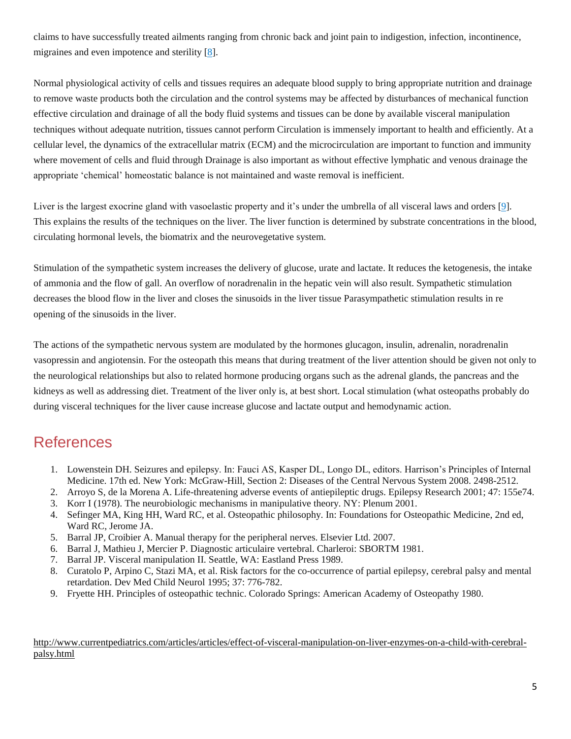claims to have successfully treated ailments ranging from chronic back and joint pain to indigestion, infection, incontinence, migraines and even impotence and sterility [8].

Normal physiological activity of cells and tissues requires an adequate blood supply to bring appropriate nutrition and drainage to remove waste products both the circulation and the control systems may be affected by disturbances of mechanical function effective circulation and drainage of all the body fluid systems and tissues can be done by available visceral manipulation techniques without adequate nutrition, tissues cannot perform Circulation is immensely important to health and efficiently. At a cellular level, the dynamics of the extracellular matrix (ECM) and the microcirculation are important to function and immunity where movement of cells and fluid through Drainage is also important as without effective lymphatic and venous drainage the appropriate 'chemical' homeostatic balance is not maintained and waste removal is inefficient.

Liver is the largest exocrine gland with vasoelastic property and it's under the umbrella of all visceral laws and orders [9]. This explains the results of the techniques on the liver. The liver function is determined by substrate concentrations in the blood, circulating hormonal levels, the biomatrix and the neurovegetative system.

Stimulation of the sympathetic system increases the delivery of glucose, urate and lactate. It reduces the ketogenesis, the intake of ammonia and the flow of gall. An overflow of noradrenalin in the hepatic vein will also result. Sympathetic stimulation decreases the blood flow in the liver and closes the sinusoids in the liver tissue Parasympathetic stimulation results in re opening of the sinusoids in the liver.

The actions of the sympathetic nervous system are modulated by the hormones glucagon, insulin, adrenalin, noradrenalin vasopressin and angiotensin. For the osteopath this means that during treatment of the liver attention should be given not only to the neurological relationships but also to related hormone producing organs such as the adrenal glands, the pancreas and the kidneys as well as addressing diet. Treatment of the liver only is, at best short. Local stimulation (what osteopaths probably do during visceral techniques for the liver cause increase glucose and lactate output and hemodynamic action.

## References

1. Lowenstein DH. Seizures and epilepsy. In: Fauci AS, Kasper DL, Longo DL, editors. Harrison's Principles of Internal Medicine. 17th ed. New York: McGraw-Hill, Section 2: Diseases of the Central Nervous System 2008. 2498-2512.
2. Arroyo S, de la Morena A. Life-threatening adverse events of antiepileptic drugs. Epilepsy Research 2001; 47: 155e74.
3. Korr I (1978). The neurobiologic mechanisms in manipulative theory. NY: Plenum 2001.
4. Sefinger MA, King HH, Ward RC, et al. Osteopathic philosophy. In: Foundations for Osteopathic Medicine, 2nd ed, Ward RC, Jerome JA.
5. Barral JP, Croibier A. Manual therapy for the peripheral nerves. Elsevier Ltd. 2007.
6. Barral J, Mathieu J, Mercier P. Diagnostic articulaire vertebral. Charleroi: SBORTM 1981.
7. Barral JP. Visceral manipulation II. Seattle, WA: Eastland Press 1989.
8. Curatolo P, Arpino C, Stazi MA, et al. Risk factors for the co-occurrence of partial epilepsy, cerebral palsy and mental retardation. Dev Med Child Neurol 1995; 37: 776-782.
9. Fryette HH. Principles of osteopathic technic. Colorado Springs: American Academy of Osteopathy 1980.

http://www.currentpediatrics.com/articles/articles/effect-of-visceral-manipulation-on-liver-enzymes-on-a-child-with-cerebral-palsy.html